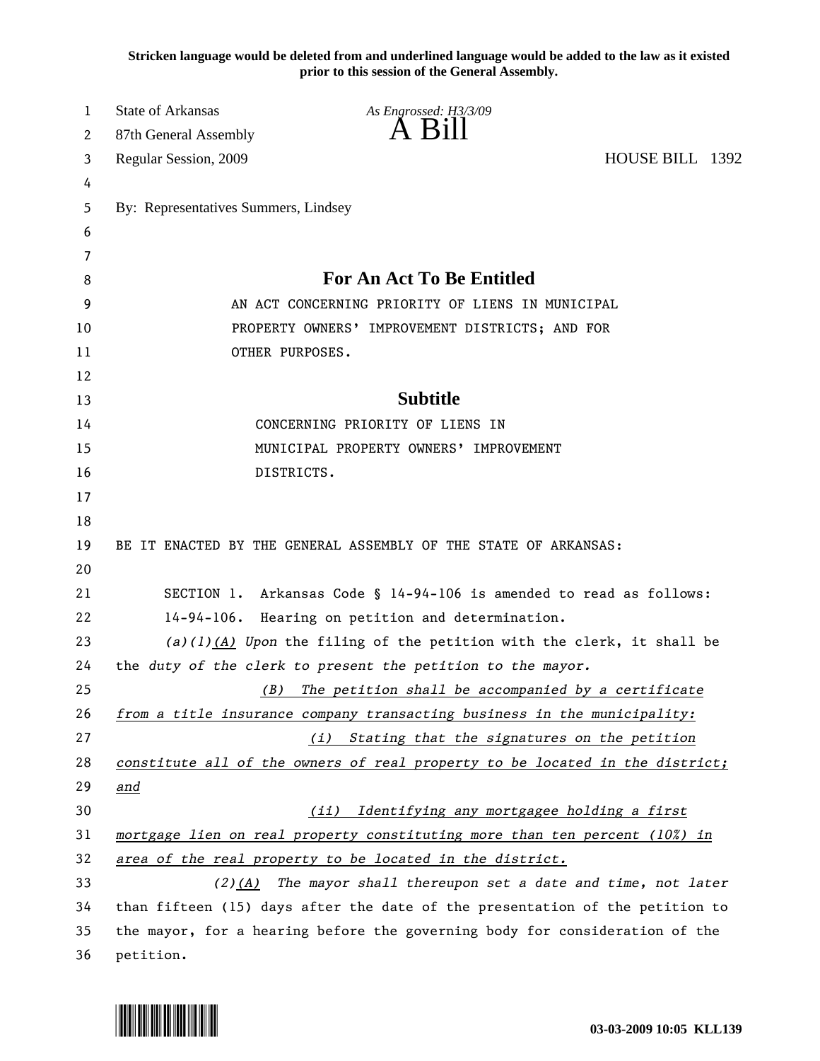**Stricken language would be deleted from and underlined language would be added to the law as it existed prior to this session of the General Assembly.**

State of Arkansas
87th General Assembly
Regular Session, 2009

*As Engrossed: H3/3/09*

# A Bill

HOUSE BILL 1392

By: Representatives Summers, Lindsey

## For An Act To Be Entitled

AN ACT CONCERNING PRIORITY OF LIENS IN MUNICIPAL PROPERTY OWNERS' IMPROVEMENT DISTRICTS; AND FOR OTHER PURPOSES.

## Subtitle

CONCERNING PRIORITY OF LIENS IN MUNICIPAL PROPERTY OWNERS' IMPROVEMENT DISTRICTS.

BE IT ENACTED BY THE GENERAL ASSEMBLY OF THE STATE OF ARKANSAS:

SECTION 1. Arkansas Code § 14-94-106 is amended to read as follows:

14-94-106. Hearing on petition and determination.

*(a)(1)*<u>*(A)*</u> *Upon* the filing of the petition with the clerk, it shall be the *duty of the clerk to present the petition to the mayor.*

<u>*(B) The petition shall be accompanied by a certificate from a title insurance company transacting business in the municipality:*</u>

<u>*(i) Stating that the signatures on the petition constitute all of the owners of real property to be located in the district; and*</u>

<u>*(ii) Identifying any mortgagee holding a first mortgage lien on real property constituting more than ten percent (10%) in area of the real property to be located in the district.*</u>

*(2)*<u>*(A)*</u> The mayor shall thereupon set a date and time, not later than fifteen (15) days after the date of the presentation of the petition to the mayor, for a hearing before the governing body for consideration of the petition.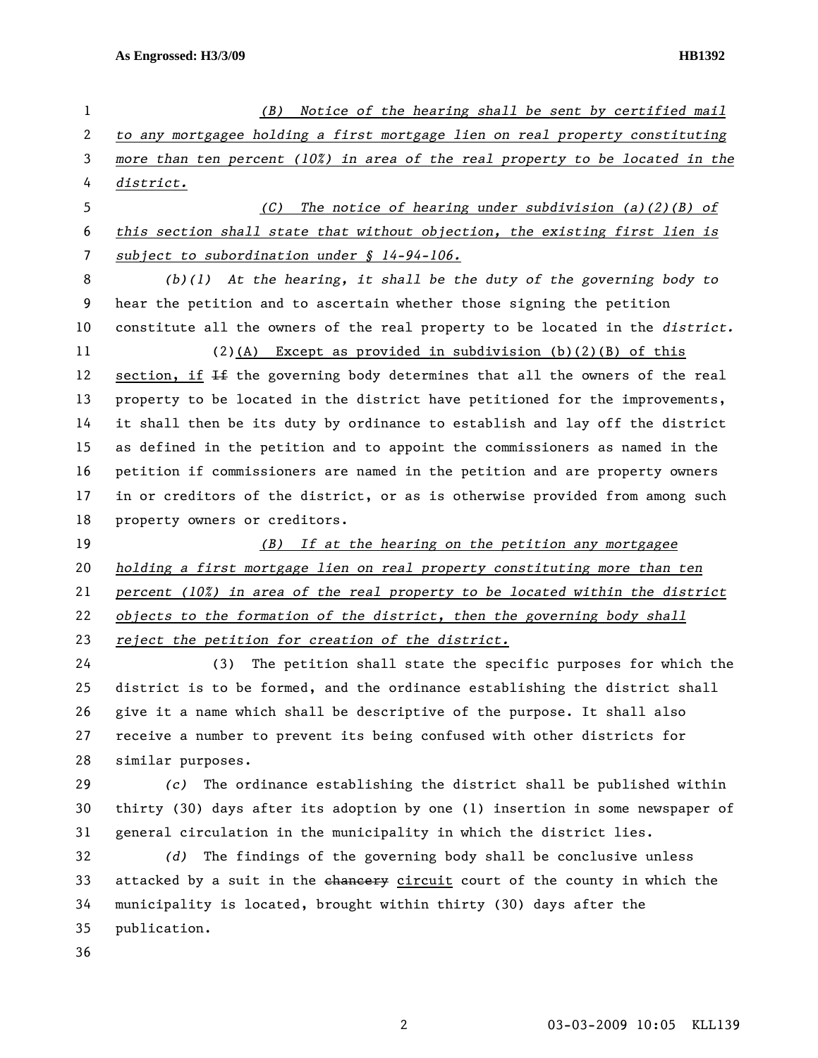*(B) Notice of the hearing shall be sent by certified mail to any mortgagee holding a first mortgage lien on real property constituting more than ten percent (10%) in area of the real property to be located in the district.*

*(C) The notice of hearing under subdivision (a)(2)(B) of this section shall state that without objection, the existing first lien is subject to subordination under § 14-94-106.*

*(b)(1)* At the hearing, it shall be the duty of the governing body to hear the petition and to ascertain whether those signing the petition constitute all the owners of the real property to be located in the *district.*

(2)(A) Except as provided in subdivision (b)(2)(B) of this section, if ~~If~~ the governing body determines that all the owners of the real property to be located in the district have petitioned for the improvements, it shall then be its duty by ordinance to establish and lay off the district as defined in the petition and to appoint the commissioners as named in the petition if commissioners are named in the petition and are property owners in or creditors of the district, or as is otherwise provided from among such property owners or creditors.

*(B) If at the hearing on the petition any mortgagee holding a first mortgage lien on real property constituting more than ten percent (10%) in area of the real property to be located within the district objects to the formation of the district, then the governing body shall reject the petition for creation of the district.*

(3) The petition shall state the specific purposes for which the district is to be formed, and the ordinance establishing the district shall give it a name which shall be descriptive of the purpose. It shall also receive a number to prevent its being confused with other districts for similar purposes.

*(c)* The ordinance establishing the district shall be published within thirty (30) days after its adoption by one (1) insertion in some newspaper of general circulation in the municipality in which the district lies.

*(d)* The findings of the governing body shall be conclusive unless attacked by a suit in the ~~chancery~~ circuit court of the county in which the municipality is located, brought within thirty (30) days after the publication.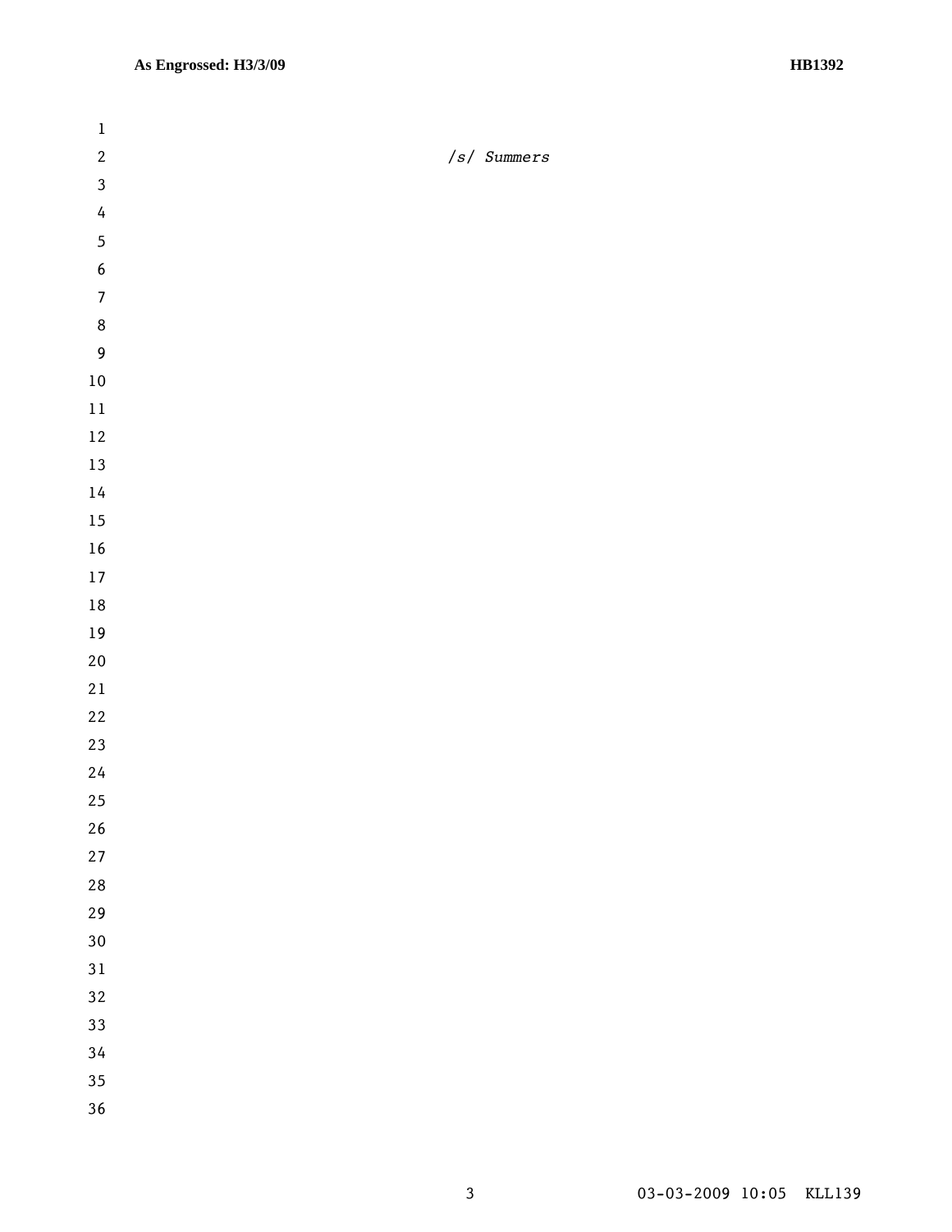*/s/ Summers*